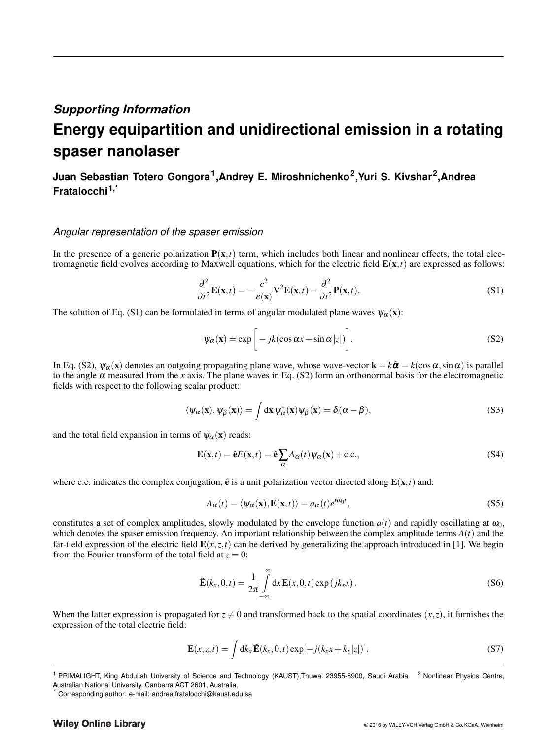## *Supporting Information*

# Energy equipartition and unidirectional emission in a rotating spaser nanolaser

**Juan Sebastian Totero Gongora[1], Andrey E. Miroshnichenko[2], Yuri S. Kivshar[2], Andrea Fratalocchi[1,*]**

### *Angular representation of the spaser emission*

In the presence of a generic polarization $\mathbf{P}(\mathbf{x},t)$ term, which includes both linear and nonlinear effects, the total electromagnetic field evolves according to Maxwell equations, which for the electric field $\mathbf{E}(\mathbf{x},t)$ are expressed as follows:

$$\frac{\partial^2}{\partial t^2}\mathbf{E}(\mathbf{x},t) = -\frac{c^2}{\varepsilon(\mathbf{x})}\nabla^2\mathbf{E}(\mathbf{x},t) - \frac{\partial^2}{\partial t^2}\mathbf{P}(\mathbf{x},t). \tag{S1}$$

The solution of Eq. (S1) can be formulated in terms of angular modulated plane waves $\psi_\alpha(\mathbf{x})$:

$$\psi_\alpha(\mathbf{x}) = \exp\bigg[-jk(\cos\alpha x + \sin\alpha\,|z|)\bigg]. \tag{S2}$$

In Eq. (S2), $\psi_\alpha(\mathbf{x})$ denotes an outgoing propagating plane wave, whose wave-vector $\mathbf{k} = k\hat{\boldsymbol{\alpha}} = k(\cos\alpha, \sin\alpha)$ is parallel to the angle $\alpha$ measured from the $x$ axis. The plane waves in Eq. (S2) form an orthonormal basis for the electromagnetic fields with respect to the following scalar product:

$$\langle\psi_\alpha(\mathbf{x}), \psi_\beta(\mathbf{x})\rangle = \int \mathrm{d}\mathbf{x}\,\psi^*_\alpha(\mathbf{x})\psi_\beta(\mathbf{x}) = \delta(\alpha-\beta), \tag{S3}$$

and the total field expansion in terms of $\psi_\alpha(\mathbf{x})$ reads:

$$\mathbf{E}(\mathbf{x},t) = \hat{\mathbf{e}}E(\mathbf{x},t) = \hat{\mathbf{e}}\sum_\alpha A_\alpha(t)\psi_\alpha(\mathbf{x}) + \text{c.c.}, \tag{S4}$$

where c.c. indicates the complex conjugation, $\hat{\mathbf{e}}$ is a unit polarization vector directed along $\mathbf{E}(\mathbf{x},t)$ and:

$$A_\alpha(t) = \langle\psi_\alpha(\mathbf{x}), \mathbf{E}(\mathbf{x},t)\rangle = a_\alpha(t)e^{i\omega_0 t}, \tag{S5}$$

constitutes a set of complex amplitudes, slowly modulated by the envelope function $a(t)$ and rapidly oscillating at $\omega_0$, which denotes the spaser emission frequency. An important relationship between the complex amplitude terms $A(t)$ and the far-field expression of the electric field $\mathbf{E}(x,z,t)$ can be derived by generalizing the approach introduced in [1]. We begin from the Fourier transform of the total field at $z = 0$:

$$\tilde{\mathbf{E}}(k_x,0,t) = \frac{1}{2\pi}\int_{-\infty}^{\infty}\mathrm{d}x\,\mathbf{E}(x,0,t)\exp(jk_x x). \tag{S6}$$

When the latter expression is propagated for $z \neq 0$ and transformed back to the spatial coordinates $(x,z)$, it furnishes the expression of the total electric field:

$$\mathbf{E}(x,z,t) = \int \mathrm{d}k_x\,\tilde{\mathbf{E}}(k_x,0,t)\exp[-j(k_x x + k_z|z|)]. \tag{S7}$$

---

[1] PRIMALIGHT, King Abdullah University of Science and Technology (KAUST),Thuwal 23955-6900, Saudi Arabia [2] Nonlinear Physics Centre, Australian National University, Canberra ACT 2601, Australia.

[*] Corresponding author: e-mail: andrea.fratalocchi@kaust.edu.sa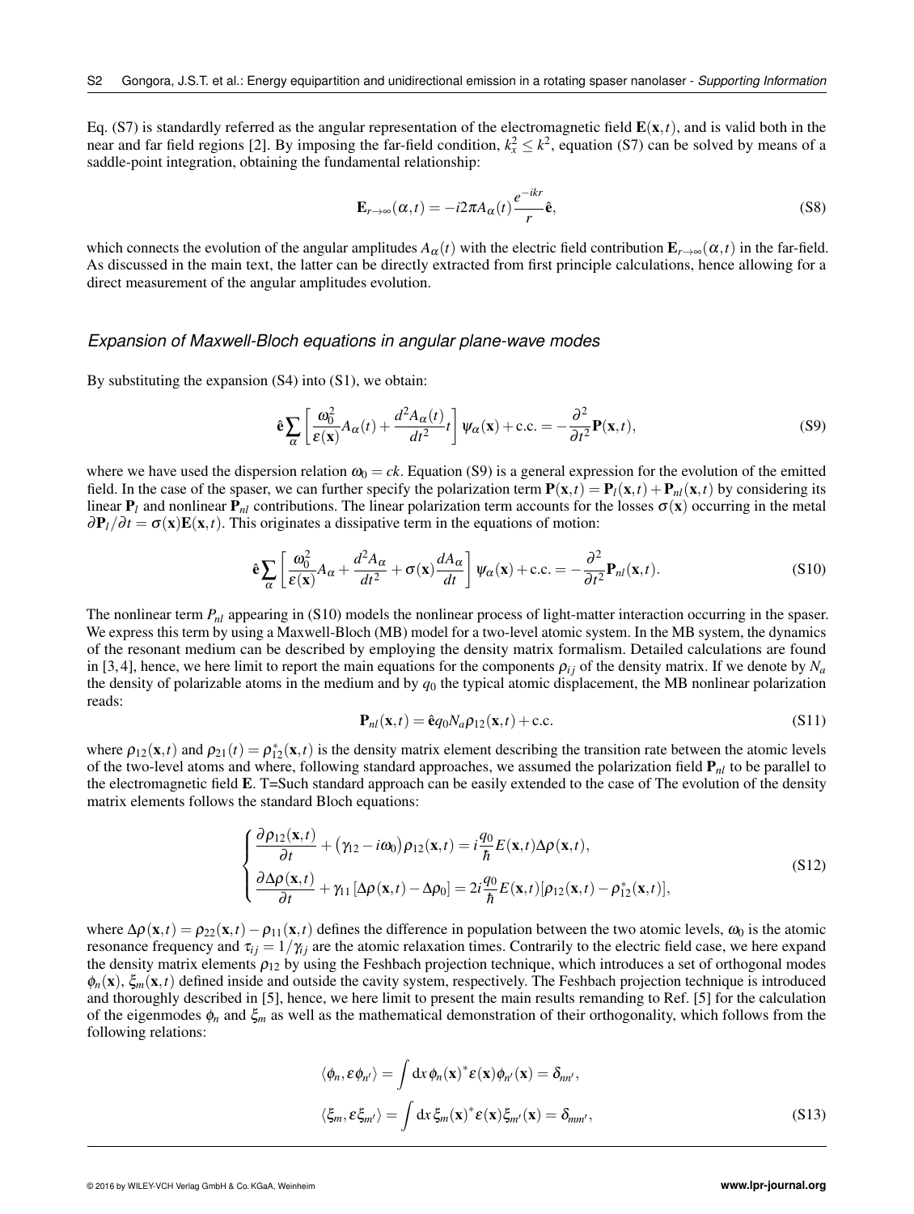Eq. (S7) is standardly referred as the angular representation of the electromagnetic field $\mathbf{E}(\mathbf{x},t)$, and is valid both in the near and far field regions [2]. By imposing the far-field condition, $k_x^2 \leq k^2$, equation (S7) can be solved by means of a saddle-point integration, obtaining the fundamental relationship:

$$\mathbf{E}_{r\to\infty}(\alpha,t) = -i2\pi A_\alpha(t)\frac{e^{-ikr}}{r}\hat{\mathbf{e}}, \tag{S8}$$

which connects the evolution of the angular amplitudes $A_\alpha(t)$ with the electric field contribution $\mathbf{E}_{r\to\infty}(\alpha,t)$ in the far-field. As discussed in the main text, the latter can be directly extracted from first principle calculations, hence allowing for a direct measurement of the angular amplitudes evolution.

### *Expansion of Maxwell-Bloch equations in angular plane-wave modes*

By substituting the expansion (S4) into (S1), we obtain:

$$\hat{\mathbf{e}}\sum_\alpha \left[\frac{\omega_0^2}{\varepsilon(\mathbf{x})}A_\alpha(t) + \frac{d^2A_\alpha(t)}{dt^2}t\right]\psi_\alpha(\mathbf{x}) + \text{c.c.} = -\frac{\partial^2}{\partial t^2}\mathbf{P}(\mathbf{x},t), \tag{S9}$$

where we have used the dispersion relation $\omega_0 = ck$. Equation (S9) is a general expression for the evolution of the emitted field. In the case of the spaser, we can further specify the polarization term $\mathbf{P}(\mathbf{x},t) = \mathbf{P}_l(\mathbf{x},t) + \mathbf{P}_{nl}(\mathbf{x},t)$ by considering its linear $\mathbf{P}_l$ and nonlinear $\mathbf{P}_{nl}$ contributions. The linear polarization term accounts for the losses $\sigma(\mathbf{x})$ occurring in the metal $\partial\mathbf{P}_l/\partial t = \sigma(\mathbf{x})\mathbf{E}(\mathbf{x},t)$. This originates a dissipative term in the equations of motion:

$$\hat{\mathbf{e}}\sum_\alpha \left[\frac{\omega_0^2}{\varepsilon(\mathbf{x})}A_\alpha + \frac{d^2A_\alpha}{dt^2} + \sigma(\mathbf{x})\frac{dA_\alpha}{dt}\right]\psi_\alpha(\mathbf{x}) + \text{c.c.} = -\frac{\partial^2}{\partial t^2}\mathbf{P}_{nl}(\mathbf{x},t). \tag{S10}$$

The nonlinear term $P_{nl}$ appearing in (S10) models the nonlinear process of light-matter interaction occurring in the spaser. We express this term by using a Maxwell-Bloch (MB) model for a two-level atomic system. In the MB system, the dynamics of the resonant medium can be described by employing the density matrix formalism. Detailed calculations are found in [3,4], hence, we here limit to report the main equations for the components $\rho_{ij}$ of the density matrix. If we denote by $N_a$ the density of polarizable atoms in the medium and by $q_0$ the typical atomic displacement, the MB nonlinear polarization reads:

$$\mathbf{P}_{nl}(\mathbf{x},t) = \hat{\mathbf{e}}q_0N_a\rho_{12}(\mathbf{x},t) + \text{c.c.} \tag{S11}$$

where $\rho_{12}(\mathbf{x},t)$ and $\rho_{21}(t) = \rho_{12}^*(\mathbf{x},t)$ is the density matrix element describing the transition rate between the atomic levels of the two-level atoms and where, following standard approaches, we assumed the polarization field $\mathbf{P}_{nl}$ to be parallel to the electromagnetic field $\mathbf{E}$. T=Such standard approach can be easily extended to the case of The evolution of the density matrix elements follows the standard Bloch equations:

$$\begin{cases} \dfrac{\partial\rho_{12}(\mathbf{x},t)}{\partial t} + \left(\gamma_{12} - i\omega_0\right)\rho_{12}(\mathbf{x},t) = i\dfrac{q_0}{\hbar}E(\mathbf{x},t)\Delta\rho(\mathbf{x},t), \\ \dfrac{\partial\Delta\rho(\mathbf{x},t)}{\partial t} + \gamma_{11}\left[\Delta\rho(\mathbf{x},t) - \Delta\rho_0\right] = 2i\dfrac{q_0}{\hbar}E(\mathbf{x},t)[\rho_{12}(\mathbf{x},t) - \rho_{12}^*(\mathbf{x},t)], \end{cases} \tag{S12}$$

where $\Delta\rho(\mathbf{x},t) = \rho_{22}(\mathbf{x},t) - \rho_{11}(\mathbf{x},t)$ defines the difference in population between the two atomic levels, $\omega_0$ is the atomic resonance frequency and $\tau_{ij} = 1/\gamma_{ij}$ are the atomic relaxation times. Contrarily to the electric field case, we here expand the density matrix elements $\rho_{12}$ by using the Feshbach projection technique, which introduces a set of orthogonal modes $\phi_n(\mathbf{x})$, $\xi_m(\mathbf{x},t)$ defined inside and outside the cavity system, respectively. The Feshbach projection technique is introduced and thoroughly described in [5], hence, we here limit to present the main results remanding to Ref. [5] for the calculation of the eigenmodes $\phi_n$ and $\xi_m$ as well as the mathematical demonstration of their orthogonality, which follows from the following relations:

$$\begin{aligned} \langle\phi_n, \varepsilon\phi_{n'}\rangle &= \int d\mathbf{x}\, \phi_n(\mathbf{x})^*\varepsilon(\mathbf{x})\phi_{n'}(\mathbf{x}) = \delta_{nn'}, \\ \langle\xi_m, \varepsilon\xi_{m'}\rangle &= \int d\mathbf{x}\, \xi_m(\mathbf{x})^*\varepsilon(\mathbf{x})\xi_{m'}(\mathbf{x}) = \delta_{mm'}, \end{aligned} \tag{S13}$$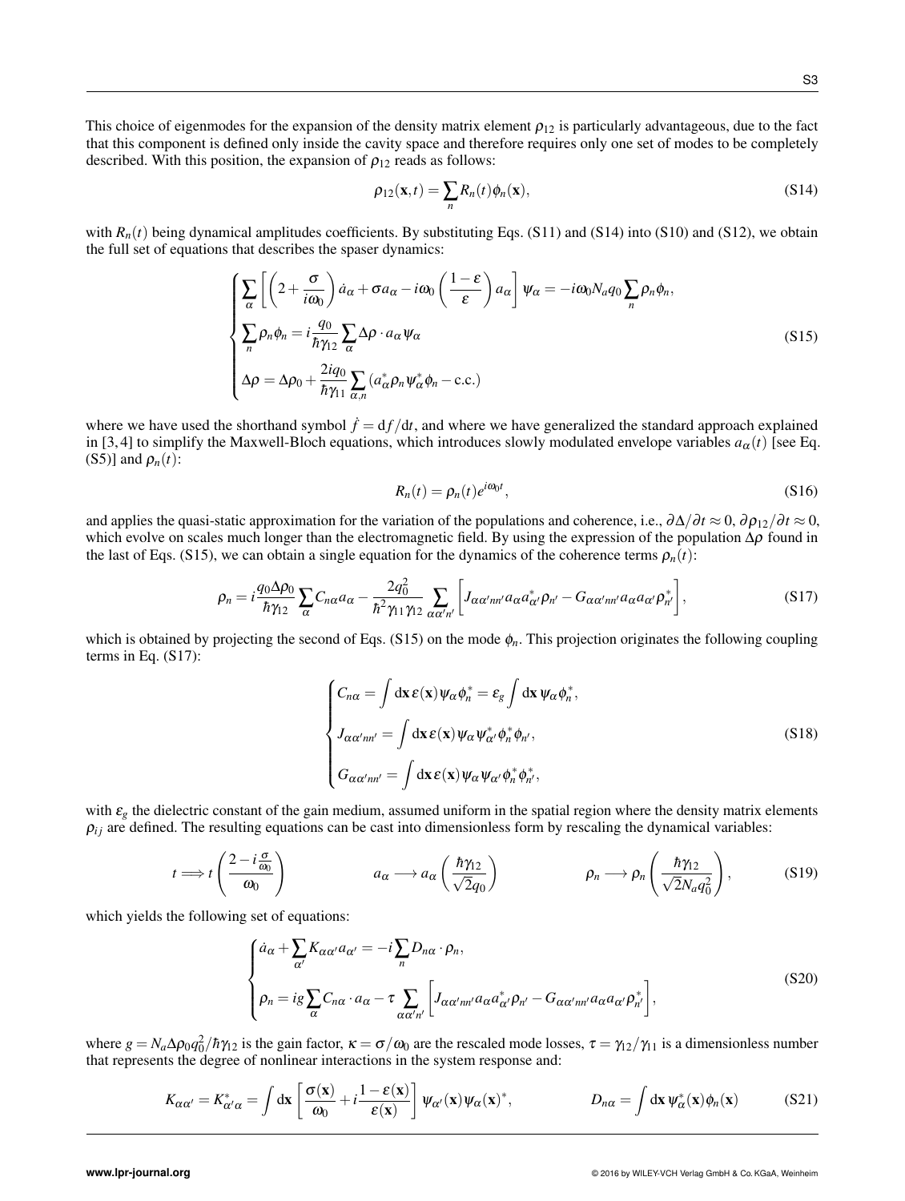This choice of eigenmodes for the expansion of the density matrix element $\rho_{12}$ is particularly advantageous, due to the fact that this component is defined only inside the cavity space and therefore requires only one set of modes to be completely described. With this position, the expansion of $\rho_{12}$ reads as follows:

$$\rho_{12}(\mathbf{x},t) = \sum_n R_n(t)\phi_n(\mathbf{x}), \tag{S14}$$

with $R_n(t)$ being dynamical amplitudes coefficients. By substituting Eqs. (S11) and (S14) into (S10) and (S12), we obtain the full set of equations that describes the spaser dynamics:

$$\begin{cases} \sum_\alpha \left[ \left(2 + \frac{\sigma}{i\omega_0}\right)\dot{a}_\alpha + \sigma a_\alpha - i\omega_0\left(\frac{1-\varepsilon}{\varepsilon}\right)a_\alpha \right]\psi_\alpha = -i\omega_0 N_a q_0 \sum_n \rho_n \phi_n, \\ \sum_n \rho_n \phi_n = i\frac{q_0}{\hbar\gamma_{12}}\sum_\alpha \Delta\rho\cdot a_\alpha \psi_\alpha \\ \Delta\rho = \Delta\rho_0 + \frac{2iq_0}{\hbar\gamma_{11}}\sum_{\alpha,n}(a^*_\alpha \rho_n \psi^*_\alpha \phi_n - \text{c.c.}) \end{cases} \tag{S15}$$

where we have used the shorthand symbol $\dot{f} = \mathrm{d}f/\mathrm{d}t$, and where we have generalized the standard approach explained in [3,4] to simplify the Maxwell-Bloch equations, which introduces slowly modulated envelope variables $a_\alpha(t)$ [see Eq. (S5)] and $\rho_n(t)$:

$$R_n(t) = \rho_n(t)e^{i\omega_0 t}, \tag{S16}$$

and applies the quasi-static approximation for the variation of the populations and coherence, i.e., $\partial\Delta/\partial t \approx 0$, $\partial\rho_{12}/\partial t \approx 0$, which evolve on scales much longer than the electromagnetic field. By using the expression of the population $\Delta\rho$ found in the last of Eqs. (S15), we can obtain a single equation for the dynamics of the coherence terms $\rho_n(t)$:

$$\rho_n = i\frac{q_0\Delta\rho_0}{\hbar\gamma_{12}}\sum_\alpha C_{n\alpha}a_\alpha - \frac{2q_0^2}{\hbar^2\gamma_{11}\gamma_{12}}\sum_{\alpha\alpha' n'}\left[J_{\alpha\alpha' nn'}a_\alpha a^*_{\alpha'}\rho_{n'} - G_{\alpha\alpha' nn'}a_\alpha a_{\alpha'}\rho^*_{n'}\right], \tag{S17}$$

which is obtained by projecting the second of Eqs. (S15) on the mode $\phi_n$. This projection originates the following coupling terms in Eq. (S17):

$$\begin{cases} C_{n\alpha} = \int \mathrm{d}\mathbf{x}\, \varepsilon(\mathbf{x})\psi_\alpha\phi^*_n = \varepsilon_g \int \mathrm{d}\mathbf{x}\, \psi_\alpha \phi^*_n, \\ J_{\alpha\alpha' nn'} = \int \mathrm{d}\mathbf{x}\, \varepsilon(\mathbf{x})\psi_\alpha\psi^*_{\alpha'}\phi^*_n\phi_{n'}, \\ G_{\alpha\alpha' nn'} = \int \mathrm{d}\mathbf{x}\, \varepsilon(\mathbf{x})\psi_\alpha\psi_{\alpha'}\phi^*_n\phi^*_{n'}, \end{cases} \tag{S18}$$

with $\varepsilon_g$ the dielectric constant of the gain medium, assumed uniform in the spatial region where the density matrix elements $\rho_{ij}$ are defined. The resulting equations can be cast into dimensionless form by rescaling the dynamical variables:

$$t \Longrightarrow t\left(\frac{2 - i\frac{\sigma}{\omega_0}}{\omega_0}\right) \qquad a_\alpha \longrightarrow a_\alpha\left(\frac{\hbar\gamma_{12}}{\sqrt{2}q_0}\right) \qquad \rho_n \longrightarrow \rho_n\left(\frac{\hbar\gamma_{12}}{\sqrt{2}N_a q_0^2}\right), \tag{S19}$$

which yields the following set of equations:

$$\begin{cases} \dot{a}_\alpha + \sum_{\alpha'} K_{\alpha\alpha'}a_{\alpha'} = -i\sum_n D_{n\alpha}\cdot\rho_n, \\ \rho_n = ig\sum_\alpha C_{n\alpha}\cdot a_\alpha - \tau\sum_{\alpha\alpha' n'}\left[J_{\alpha\alpha' nn'}a_\alpha a^*_{\alpha'}\rho_{n'} - G_{\alpha\alpha' nn'}a_\alpha a_{\alpha'}\rho^*_{n'}\right], \end{cases} \tag{S20}$$

where $g = N_a\Delta\rho_0 q_0^2/\hbar\gamma_{12}$ is the gain factor, $\kappa = \sigma/\omega_0$ are the rescaled mode losses, $\tau = \gamma_{12}/\gamma_{11}$ is a dimensionless number that represents the degree of nonlinear interactions in the system response and:

$$K_{\alpha\alpha'} = K^*_{\alpha'\alpha} = \int \mathrm{d}\mathbf{x}\left[\frac{\sigma(\mathbf{x})}{\omega_0} + i\frac{1-\varepsilon(\mathbf{x})}{\varepsilon(\mathbf{x})}\right]\psi_{\alpha'}(\mathbf{x})\psi_\alpha(\mathbf{x})^*, \qquad D_{n\alpha} = \int \mathrm{d}\mathbf{x}\, \psi^*_\alpha(\mathbf{x})\phi_n(\mathbf{x}) \tag{S21}$$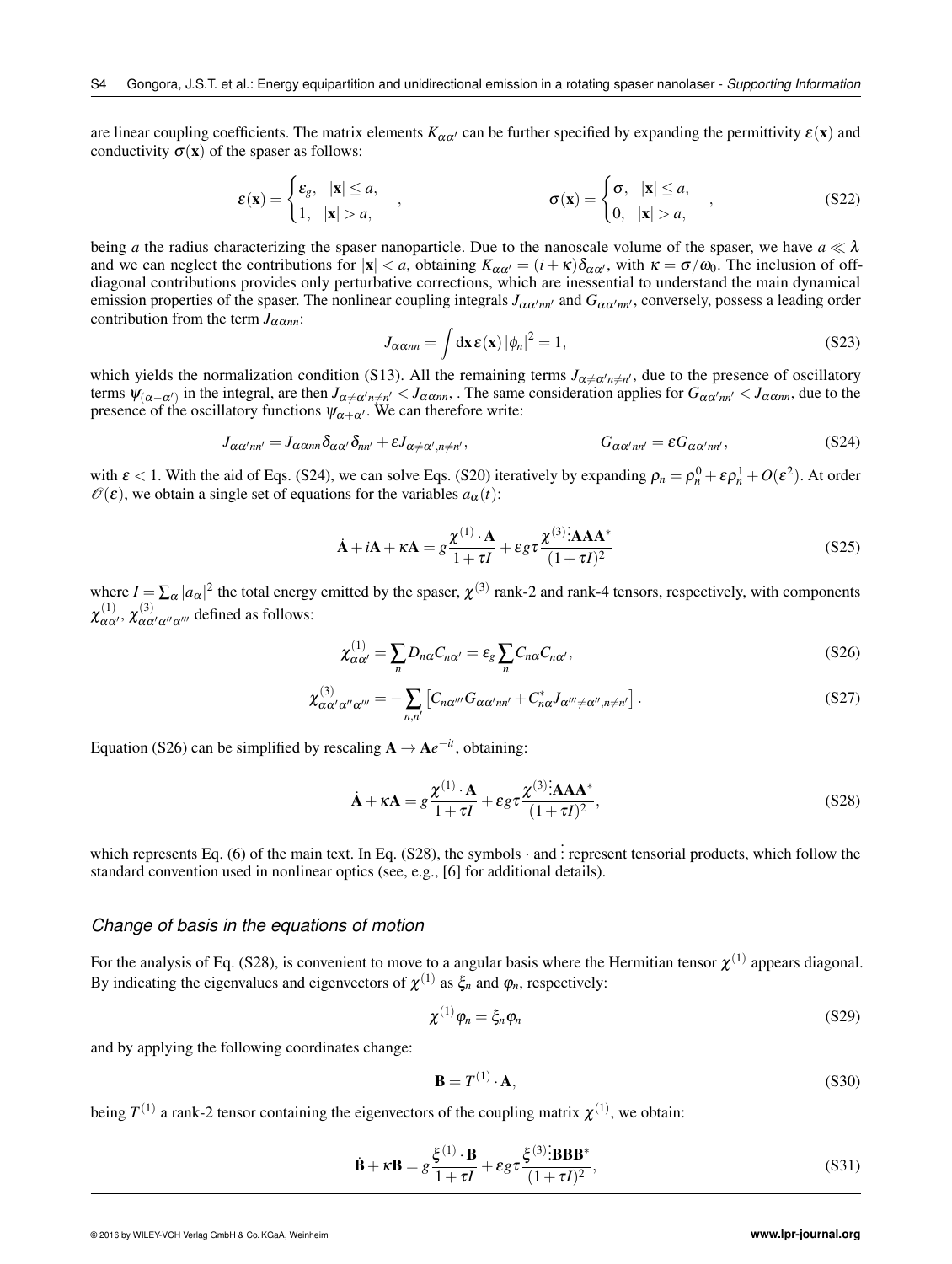are linear coupling coefficients. The matrix elements $K_{\alpha\alpha'}$ can be further specified by expanding the permittivity $\varepsilon(\mathbf{x})$ and conductivity $\sigma(\mathbf{x})$ of the spaser as follows:

$$
\varepsilon(\mathbf{x}) = \begin{cases} \varepsilon_g, & |\mathbf{x}| \leq a, \\ 1, & |\mathbf{x}| > a, \end{cases} \quad , \qquad \qquad \sigma(\mathbf{x}) = \begin{cases} \sigma, & |\mathbf{x}| \leq a, \\ 0, & |\mathbf{x}| > a, \end{cases} \quad , \tag{S22}
$$

being $a$ the radius characterizing the spaser nanoparticle. Due to the nanoscale volume of the spaser, we have $a \ll \lambda$ and we can neglect the contributions for $|\mathbf{x}| < a$, obtaining $K_{\alpha\alpha'} = (i+\kappa)\delta_{\alpha\alpha'}$, with $\kappa = \sigma/\omega_0$. The inclusion of off-diagonal contributions provides only perturbative corrections, which are inessential to understand the main dynamical emission properties of the spaser. The nonlinear coupling integrals $J_{\alpha\alpha'nn'}$ and $G_{\alpha\alpha'nn'}$, conversely, possess a leading order contribution from the term $J_{\alpha\alpha nn}$:

$$
J_{\alpha\alpha nn} = \int \mathrm{d}\mathbf{x}\, \varepsilon(\mathbf{x}) \left|\phi_n\right|^2 = 1, \tag{S23}
$$

which yields the normalization condition (S13). All the remaining terms $J_{\alpha\neq\alpha' n\neq n'}$, due to the presence of oscillatory terms $\psi_{(\alpha-\alpha')}$ in the integral, are then $J_{\alpha\neq\alpha' n\neq n'} < J_{\alpha\alpha nn}$, . The same consideration applies for $G_{\alpha\alpha' nn'} < J_{\alpha\alpha nn}$, due to the presence of the oscillatory functions $\psi_{\alpha+\alpha'}$. We can therefore write:

$$
J_{\alpha\alpha'nn'} = J_{\alpha\alpha nn}\delta_{\alpha\alpha'}\delta_{nn'} + \varepsilon J_{\alpha\neq\alpha',n\neq n'}, \qquad \qquad G_{\alpha\alpha'nn'} = \varepsilon G_{\alpha\alpha'nn'}, \tag{S24}
$$

with $\varepsilon < 1$. With the aid of Eqs. (S24), we can solve Eqs. (S20) iteratively by expanding $\rho_n = \rho_n^0 + \varepsilon\rho_n^1 + O(\varepsilon^2)$. At order $\mathscr{O}(\varepsilon)$, we obtain a single set of equations for the variables $a_\alpha(t)$:

$$
\dot{\mathbf{A}} + i\mathbf{A} + \kappa\mathbf{A} = g\frac{\chi^{(1)}\cdot\mathbf{A}}{1+\tau I} + \varepsilon g\tau\frac{\chi^{(3)}\vdots\mathbf{A}\mathbf{A}\mathbf{A}^*}{(1+\tau I)^2} \tag{S25}
$$

where $I = \sum_\alpha |a_\alpha|^2$ the total energy emitted by the spaser, $\chi^{(3)}$ rank-2 and rank-4 tensors, respectively, with components $\chi^{(1)}_{\alpha\alpha'}$, $\chi^{(3)}_{\alpha\alpha'\alpha''\alpha'''}$ defined as follows:

$$
\chi^{(1)}_{\alpha\alpha'} = \sum_n D_{n\alpha}C_{n\alpha'} = \varepsilon_g \sum_n C_{n\alpha}C_{n\alpha'}, \tag{S26}
$$

$$
\chi^{(3)}_{\alpha\alpha'\alpha''\alpha'''} = -\sum_{n,n'}\left[C_{n\alpha'''}G_{\alpha\alpha'nn'} + C^*_{n\alpha}J_{\alpha'''\neq\alpha'',n\neq n'}\right]. \tag{S27}
$$

Equation (S26) can be simplified by rescaling $\mathbf{A} \to \mathbf{A}e^{-it}$, obtaining:

$$
\dot{\mathbf{A}} + \kappa\mathbf{A} = g\frac{\chi^{(1)}\cdot\mathbf{A}}{1+\tau I} + \varepsilon g\tau\frac{\chi^{(3)}\vdots\mathbf{A}\mathbf{A}\mathbf{A}^*}{(1+\tau I)^2}, \tag{S28}
$$

which represents Eq. (6) of the main text. In Eq. (S28), the symbols $\cdot$ and $\vdots$ represent tensorial products, which follow the standard convention used in nonlinear optics (see, e.g., [6] for additional details).

### *Change of basis in the equations of motion*

For the analysis of Eq. (S28), is convenient to move to a angular basis where the Hermitian tensor $\chi^{(1)}$ appears diagonal. By indicating the eigenvalues and eigenvectors of $\chi^{(1)}$ as $\xi_n$ and $\varphi_n$, respectively:

$$
\chi^{(1)}\varphi_n = \xi_n\varphi_n \tag{S29}
$$

and by applying the following coordinates change:

$$
\mathbf{B} = T^{(1)}\cdot\mathbf{A}, \tag{S30}
$$

being $T^{(1)}$ a rank-2 tensor containing the eigenvectors of the coupling matrix $\chi^{(1)}$, we obtain:

$$
\dot{\mathbf{B}} + \kappa\mathbf{B} = g\frac{\xi^{(1)}\cdot\mathbf{B}}{1+\tau I} + \varepsilon g\tau\frac{\xi^{(3)}\vdots\mathbf{B}\mathbf{B}\mathbf{B}^*}{(1+\tau I)^2}, \tag{S31}
$$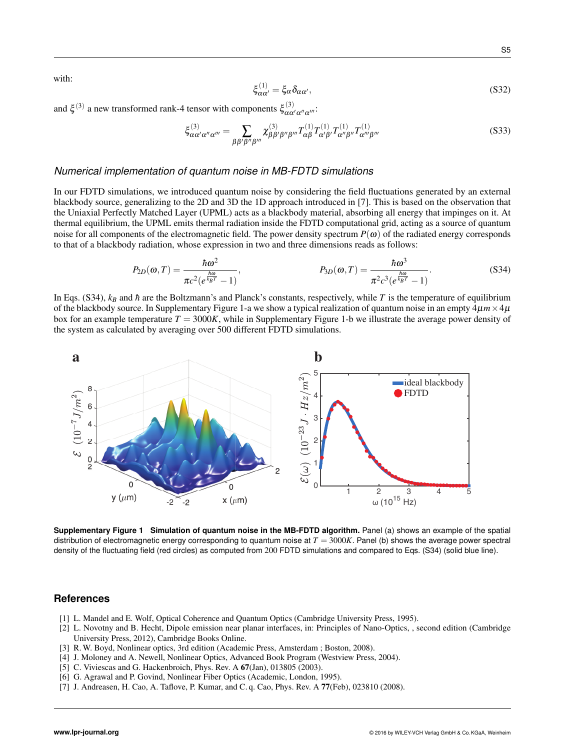with:

$$\xi^{(1)}_{\alpha\alpha'} = \xi_\alpha \delta_{\alpha\alpha'}, \tag{S32}$$

and $\xi^{(3)}$ a new transformed rank-4 tensor with components $\xi^{(3)}_{\alpha\alpha'\alpha''\alpha'''}$:

$$\xi^{(3)}_{\alpha\alpha'\alpha''\alpha'''} = \sum_{\beta\beta'\beta''\beta'''} \chi^{(3)}_{\beta\beta'\beta''\beta'''} T^{(1)}_{\alpha\beta} T^{(1)}_{\alpha'\beta'} T^{(1)}_{\alpha''\beta''} T^{(1)}_{\alpha'''\beta'''} \tag{S33}$$

### *Numerical implementation of quantum noise in MB-FDTD simulations*

In our FDTD simulations, we introduced quantum noise by considering the field fluctuations generated by an external blackbody source, generalizing to the 2D and 3D the 1D approach introduced in [7]. This is based on the observation that the Uniaxial Perfectly Matched Layer (UPML) acts as a blackbody material, absorbing all energy that impinges on it. At thermal equilibrium, the UPML emits thermal radiation inside the FDTD computational grid, acting as a source of quantum noise for all components of the electromagnetic field. The power density spectrum $P(\omega)$ of the radiated energy corresponds to that of a blackbody radiation, whose expression in two and three dimensions reads as follows:

$$P_{2D}(\omega, T) = \frac{\hbar\omega^2}{\pi c^2 (e^{\frac{\hbar\omega}{k_B T}} - 1)}, \qquad P_{3D}(\omega, T) = \frac{\hbar\omega^3}{\pi^2 c^3 (e^{\frac{\hbar\omega}{k_B T}} - 1)}. \tag{S34}$$

In Eqs. (S34), $k_B$ and $\hbar$ are the Boltzmann's and Planck's constants, respectively, while $T$ is the temperature of equilibrium of the blackbody source. In Supplementary Figure 1-a we show a typical realization of quantum noise in an empty $4\mu m \times 4\mu$ box for an example temperature $T = 3000K$, while in Supplementary Figure 1-b we illustrate the average power density of the system as calculated by averaging over 500 different FDTD simulations.

a

$\mathcal{E}$ $(10^{-7}\, J/m^2)$
0
2
4
6
8
y ($\mu$m)
2
0
-2
x ($\mu$m)
-2
0
2

b

$\mathcal{E}(\omega)$ $(10^{-23}\, J \cdot Hz/m^2)$
0
1
2
3
4
5
ω ($10^{15}$ Hz)
1
2
3
4
5
ideal blackbody
FDTD

**Supplementary Figure 1 Simulation of quantum noise in the MB-FDTD algorithm.** Panel (a) shows an example of the spatial distribution of electromagnetic energy corresponding to quantum noise at $T = 3000K$. Panel (b) shows the average power spectral density of the fluctuating field (red circles) as computed from 200 FDTD simulations and compared to Eqs. (S34) (solid blue line).

## References

[1] L. Mandel and E. Wolf, Optical Coherence and Quantum Optics (Cambridge University Press, 1995).
[2] L. Novotny and B. Hecht, Dipole emission near planar interfaces, in: Principles of Nano-Optics, , second edition (Cambridge University Press, 2012), Cambridge Books Online.
[3] R. W. Boyd, Nonlinear optics, 3rd edition (Academic Press, Amsterdam ; Boston, 2008).
[4] J. Moloney and A. Newell, Nonlinear Optics, Advanced Book Program (Westview Press, 2004).
[5] C. Viviescas and G. Hackenbroich, Phys. Rev. A **67**(Jan), 013805 (2003).
[6] G. Agrawal and P. Govind, Nonlinear Fiber Optics (Academic, London, 1995).
[7] J. Andreasen, H. Cao, A. Taflove, P. Kumar, and C. q. Cao, Phys. Rev. A **77**(Feb), 023810 (2008).